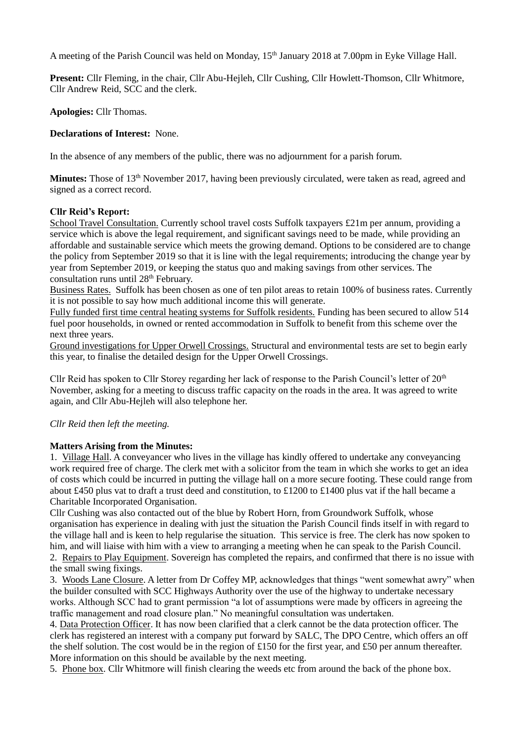A meeting of the Parish Council was held on Monday, 15th January 2018 at 7.00pm in Eyke Village Hall.

**Present:** Cllr Fleming, in the chair, Cllr Abu-Hejleh, Cllr Cushing, Cllr Howlett-Thomson, Cllr Whitmore, Cllr Andrew Reid, SCC and the clerk.

**Apologies:** Cllr Thomas.

**Declarations of Interest:** None.

In the absence of any members of the public, there was no adjournment for a parish forum.

**Minutes:** Those of 13th November 2017, having been previously circulated, were taken as read, agreed and signed as a correct record.

**Cllr Reid's Report:**

School Travel Consultation. Currently school travel costs Suffolk taxpayers £21m per annum, providing a service which is above the legal requirement, and significant savings need to be made, while providing an affordable and sustainable service which meets the growing demand. Options to be considered are to change the policy from September 2019 so that it is line with the legal requirements; introducing the change year by year from September 2019, or keeping the status quo and making savings from other services. The consultation runs until 28th February.

Business Rates. Suffolk has been chosen as one of ten pilot areas to retain 100% of business rates. Currently it is not possible to say how much additional income this will generate.

Fully funded first time central heating systems for Suffolk residents. Funding has been secured to allow 514 fuel poor households, in owned or rented accommodation in Suffolk to benefit from this scheme over the next three years.

Ground investigations for Upper Orwell Crossings. Structural and environmental tests are set to begin early this year, to finalise the detailed design for the Upper Orwell Crossings.

Cllr Reid has spoken to Cllr Storey regarding her lack of response to the Parish Council's letter of 20th November, asking for a meeting to discuss traffic capacity on the roads in the area. It was agreed to write again, and Cllr Abu-Hejleh will also telephone her.

*Cllr Reid then left the meeting.*

**Matters Arising from the Minutes:**

1. Village Hall. A conveyancer who lives in the village has kindly offered to undertake any conveyancing work required free of charge. The clerk met with a solicitor from the team in which she works to get an idea of costs which could be incurred in putting the village hall on a more secure footing. These could range from about £450 plus vat to draft a trust deed and constitution, to £1200 to £1400 plus vat if the hall became a Charitable Incorporated Organisation.

Cllr Cushing was also contacted out of the blue by Robert Horn, from Groundwork Suffolk, whose organisation has experience in dealing with just the situation the Parish Council finds itself in with regard to the village hall and is keen to help regularise the situation. This service is free. The clerk has now spoken to him, and will liaise with him with a view to arranging a meeting when he can speak to the Parish Council.

2. Repairs to Play Equipment. Sovereign has completed the repairs, and confirmed that there is no issue with the small swing fixings.

3. Woods Lane Closure. A letter from Dr Coffey MP, acknowledges that things "went somewhat awry" when the builder consulted with SCC Highways Authority over the use of the highway to undertake necessary works. Although SCC had to grant permission "a lot of assumptions were made by officers in agreeing the traffic management and road closure plan." No meaningful consultation was undertaken.

4. Data Protection Officer. It has now been clarified that a clerk cannot be the data protection officer. The clerk has registered an interest with a company put forward by SALC, The DPO Centre, which offers an off the shelf solution. The cost would be in the region of £150 for the first year, and £50 per annum thereafter. More information on this should be available by the next meeting.

5. Phone box. Cllr Whitmore will finish clearing the weeds etc from around the back of the phone box.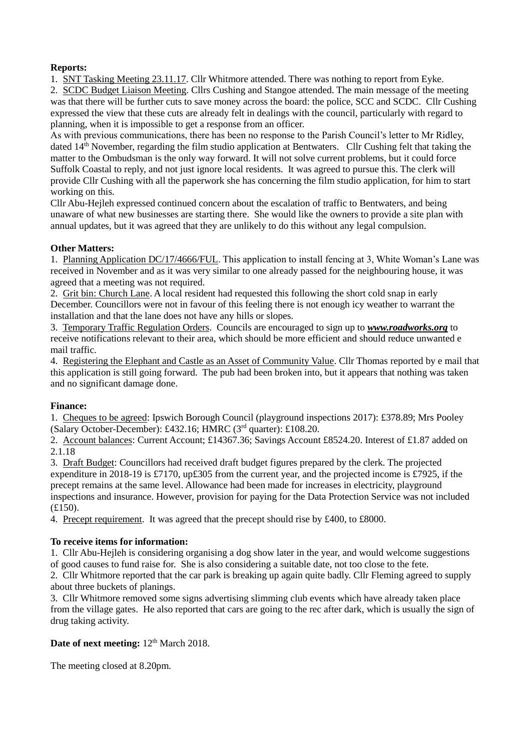**Reports:**

1. SNT Tasking Meeting 23.11.17. Cllr Whitmore attended. There was nothing to report from Eyke.
2. SCDC Budget Liaison Meeting. Cllrs Cushing and Stangoe attended. The main message of the meeting was that there will be further cuts to save money across the board: the police, SCC and SCDC. Cllr Cushing expressed the view that these cuts are already felt in dealings with the council, particularly with regard to planning, when it is impossible to get a response from an officer.

As with previous communications, there has been no response to the Parish Council's letter to Mr Ridley, dated 14th November, regarding the film studio application at Bentwaters. Cllr Cushing felt that taking the matter to the Ombudsman is the only way forward. It will not solve current problems, but it could force Suffolk Coastal to reply, and not just ignore local residents. It was agreed to pursue this. The clerk will provide Cllr Cushing with all the paperwork she has concerning the film studio application, for him to start working on this.

Cllr Abu-Hejleh expressed continued concern about the escalation of traffic to Bentwaters, and being unaware of what new businesses are starting there. She would like the owners to provide a site plan with annual updates, but it was agreed that they are unlikely to do this without any legal compulsion.

**Other Matters:**

1. Planning Application DC/17/4666/FUL. This application to install fencing at 3, White Woman's Lane was received in November and as it was very similar to one already passed for the neighbouring house, it was agreed that a meeting was not required.
2. Grit bin: Church Lane. A local resident had requested this following the short cold snap in early December. Councillors were not in favour of this feeling there is not enough icy weather to warrant the installation and that the lane does not have any hills or slopes.
3. Temporary Traffic Regulation Orders. Councils are encouraged to sign up to ***www.roadworks.org*** to receive notifications relevant to their area, which should be more efficient and should reduce unwanted e mail traffic.
4. Registering the Elephant and Castle as an Asset of Community Value. Cllr Thomas reported by e mail that this application is still going forward. The pub had been broken into, but it appears that nothing was taken and no significant damage done.

**Finance:**

1. Cheques to be agreed: Ipswich Borough Council (playground inspections 2017): £378.89; Mrs Pooley (Salary October-December): £432.16; HMRC (3rd quarter): £108.20.
2. Account balances: Current Account; £14367.36; Savings Account £8524.20. Interest of £1.87 added on 2.1.18
3. Draft Budget: Councillors had received draft budget figures prepared by the clerk. The projected expenditure in 2018-19 is £7170, up£305 from the current year, and the projected income is £7925, if the precept remains at the same level. Allowance had been made for increases in electricity, playground inspections and insurance. However, provision for paying for the Data Protection Service was not included (£150).
4. Precept requirement. It was agreed that the precept should rise by £400, to £8000.

**To receive items for information:**

1. Cllr Abu-Hejleh is considering organising a dog show later in the year, and would welcome suggestions of good causes to fund raise for. She is also considering a suitable date, not too close to the fete.
2. Cllr Whitmore reported that the car park is breaking up again quite badly. Cllr Fleming agreed to supply about three buckets of planings.
3. Cllr Whitmore removed some signs advertising slimming club events which have already taken place from the village gates. He also reported that cars are going to the rec after dark, which is usually the sign of drug taking activity.

**Date of next meeting:** 12th March 2018.

The meeting closed at 8.20pm.